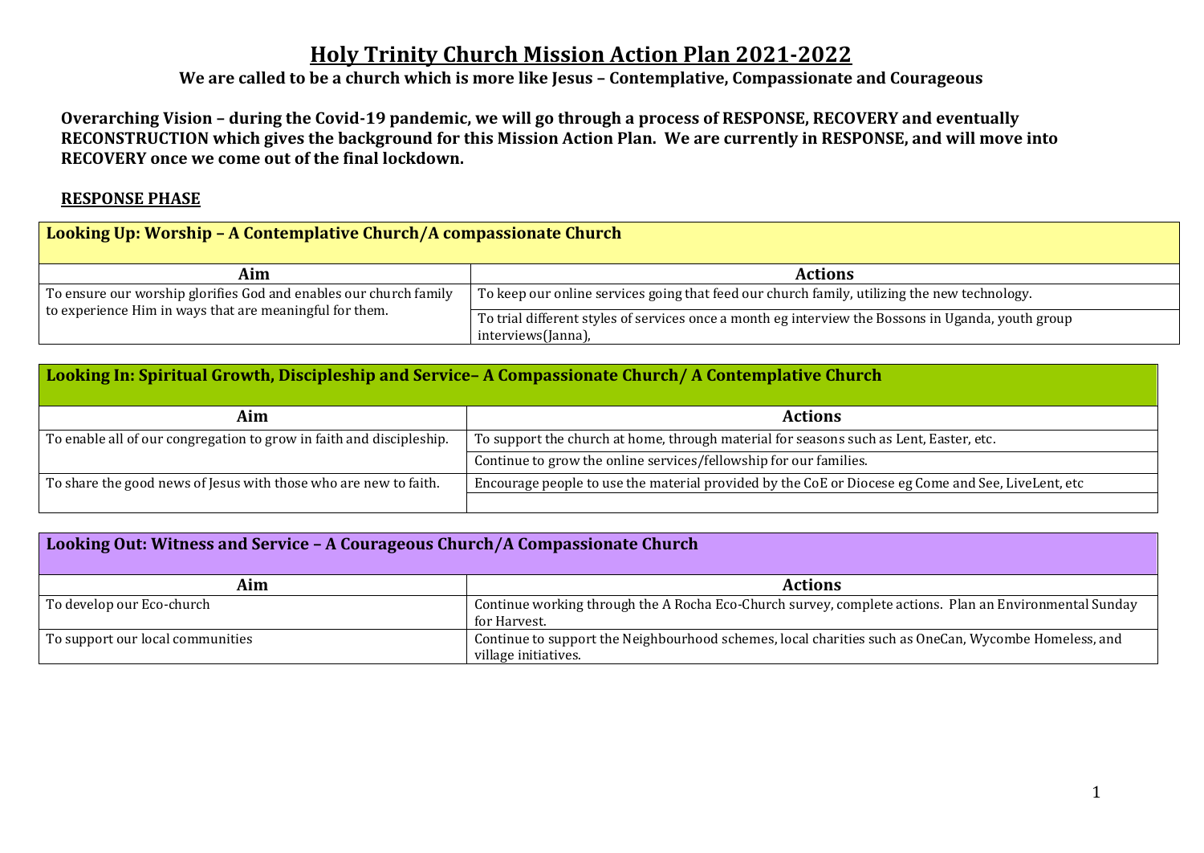# Holy Trinity Church Mission Action Plan 2021-2022

**We are called to be a church which is more like Jesus – Contemplative, Compassionate and Courageous**

**Overarching Vision – during the Covid-19 pandemic, we will go through a process of RESPONSE, RECOVERY and eventually RECONSTRUCTION which gives the background for this Mission Action Plan. We are currently in RESPONSE, and will move into RECOVERY once we come out of the final lockdown.**

## RESPONSE PHASE

### Looking Up: Worship – A Contemplative Church/A compassionate Church

| Aim | Actions |
|---|---|
| To ensure our worship glorifies God and enables our church family to experience Him in ways that are meaningful for them. | To keep our online services going that feed our church family, utilizing the new technology. |
| | To trial different styles of services once a month eg interview the Bossons in Uganda, youth group interviews(Janna), |

### Looking In: Spiritual Growth, Discipleship and Service– A Compassionate Church/ A Contemplative Church

| Aim | Actions |
|---|---|
| To enable all of our congregation to grow in faith and discipleship. | To support the church at home, through material for seasons such as Lent, Easter, etc. |
| | Continue to grow the online services/fellowship for our families. |
| To share the good news of Jesus with those who are new to faith. | Encourage people to use the material provided by the CoE or Diocese eg Come and See, LiveLent, etc |
| | |

### Looking Out: Witness and Service – A Courageous Church/A Compassionate Church

| Aim | Actions |
|---|---|
| To develop our Eco-church | Continue working through the A Rocha Eco-Church survey, complete actions. Plan an Environmental Sunday for Harvest. |
| To support our local communities | Continue to support the Neighbourhood schemes, local charities such as OneCan, Wycombe Homeless, and village initiatives. |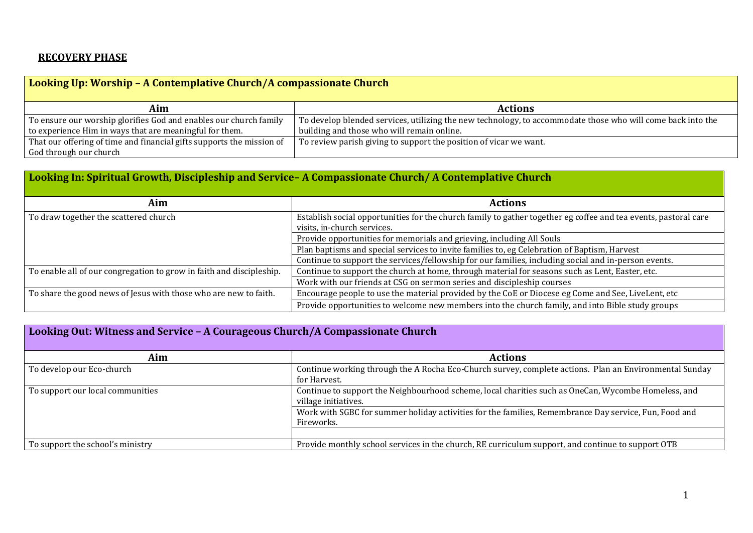## RECOVERY PHASE

| Looking Up: Worship – A Contemplative Church/A compassionate Church | |
|---|---|
| **Aim** | **Actions** |
| To ensure our worship glorifies God and enables our church family to experience Him in ways that are meaningful for them. | To develop blended services, utilizing the new technology, to accommodate those who will come back into the building and those who will remain online. |
| That our offering of time and financial gifts supports the mission of God through our church | To review parish giving to support the position of vicar we want. |

| Looking In: Spiritual Growth, Discipleship and Service– A Compassionate Church/ A Contemplative Church | |
|---|---|
| **Aim** | **Actions** |
| To draw together the scattered church | Establish social opportunities for the church family to gather together eg coffee and tea events, pastoral care visits, in-church services. |
| | Provide opportunities for memorials and grieving, including All Souls |
| | Plan baptisms and special services to invite families to, eg Celebration of Baptism, Harvest |
| | Continue to support the services/fellowship for our families, including social and in-person events. |
| To enable all of our congregation to grow in faith and discipleship. | Continue to support the church at home, through material for seasons such as Lent, Easter, etc. |
| | Work with our friends at CSG on sermon series and discipleship courses |
| To share the good news of Jesus with those who are new to faith. | Encourage people to use the material provided by the CoE or Diocese eg Come and See, LiveLent, etc |
| | Provide opportunities to welcome new members into the church family, and into Bible study groups |

| Looking Out: Witness and Service – A Courageous Church/A Compassionate Church | |
|---|---|
| **Aim** | **Actions** |
| To develop our Eco-church | Continue working through the A Rocha Eco-Church survey, complete actions. Plan an Environmental Sunday for Harvest. |
| To support our local communities | Continue to support the Neighbourhood scheme, local charities such as OneCan, Wycombe Homeless, and village initiatives. |
| | Work with SGBC for summer holiday activities for the families, Remembrance Day service, Fun, Food and Fireworks. |
| | |
| To support the school's ministry | Provide monthly school services in the church, RE curriculum support, and continue to support OTB |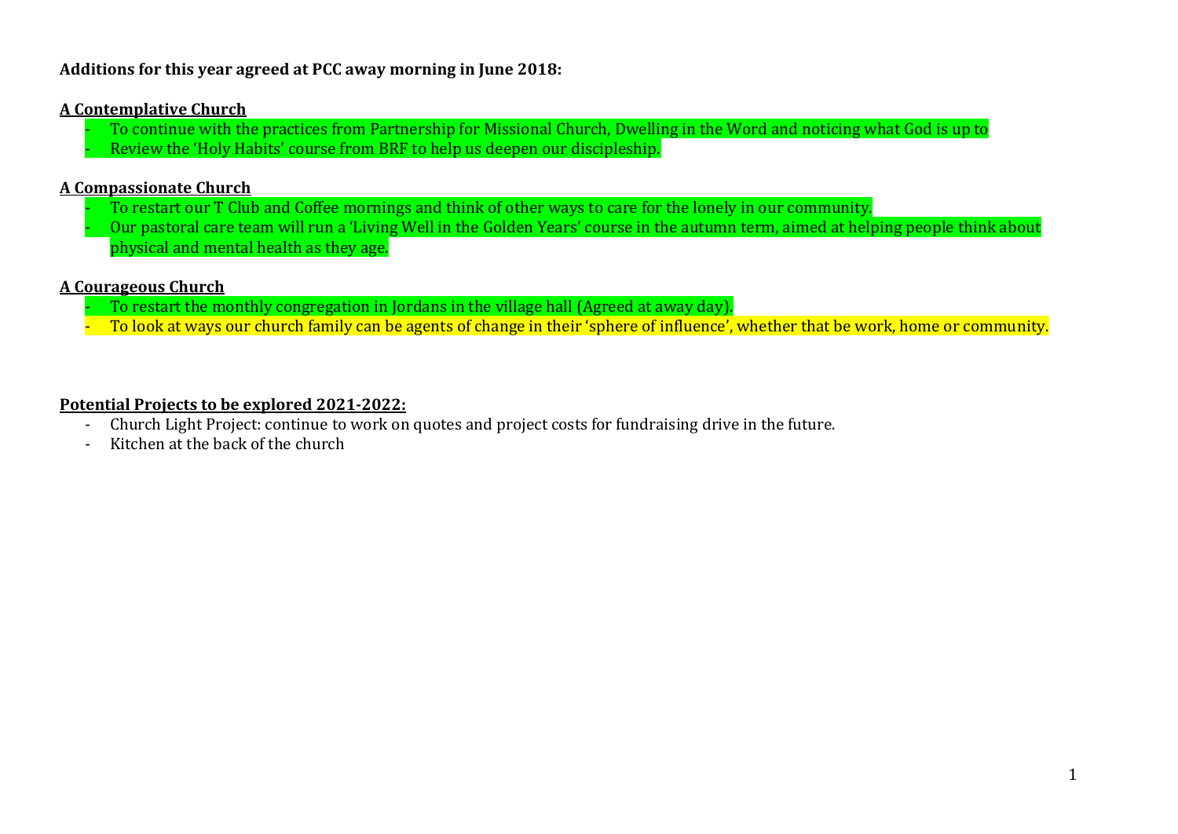**Additions for this year agreed at PCC away morning in June 2018:**

**A Contemplative Church**

- To continue with the practices from Partnership for Missional Church, Dwelling in the Word and noticing what God is up to
- Review the 'Holy Habits' course from BRF to help us deepen our discipleship.

**A Compassionate Church**

- To restart our T Club and Coffee mornings and think of other ways to care for the lonely in our community.
- Our pastoral care team will run a 'Living Well in the Golden Years' course in the autumn term, aimed at helping people think about physical and mental health as they age.

**A Courageous Church**

- To restart the monthly congregation in Jordans in the village hall (Agreed at away day).
- To look at ways our church family can be agents of change in their 'sphere of influence', whether that be work, home or community.

**Potential Projects to be explored 2021-2022:**

- Church Light Project: continue to work on quotes and project costs for fundraising drive in the future.
- Kitchen at the back of the church